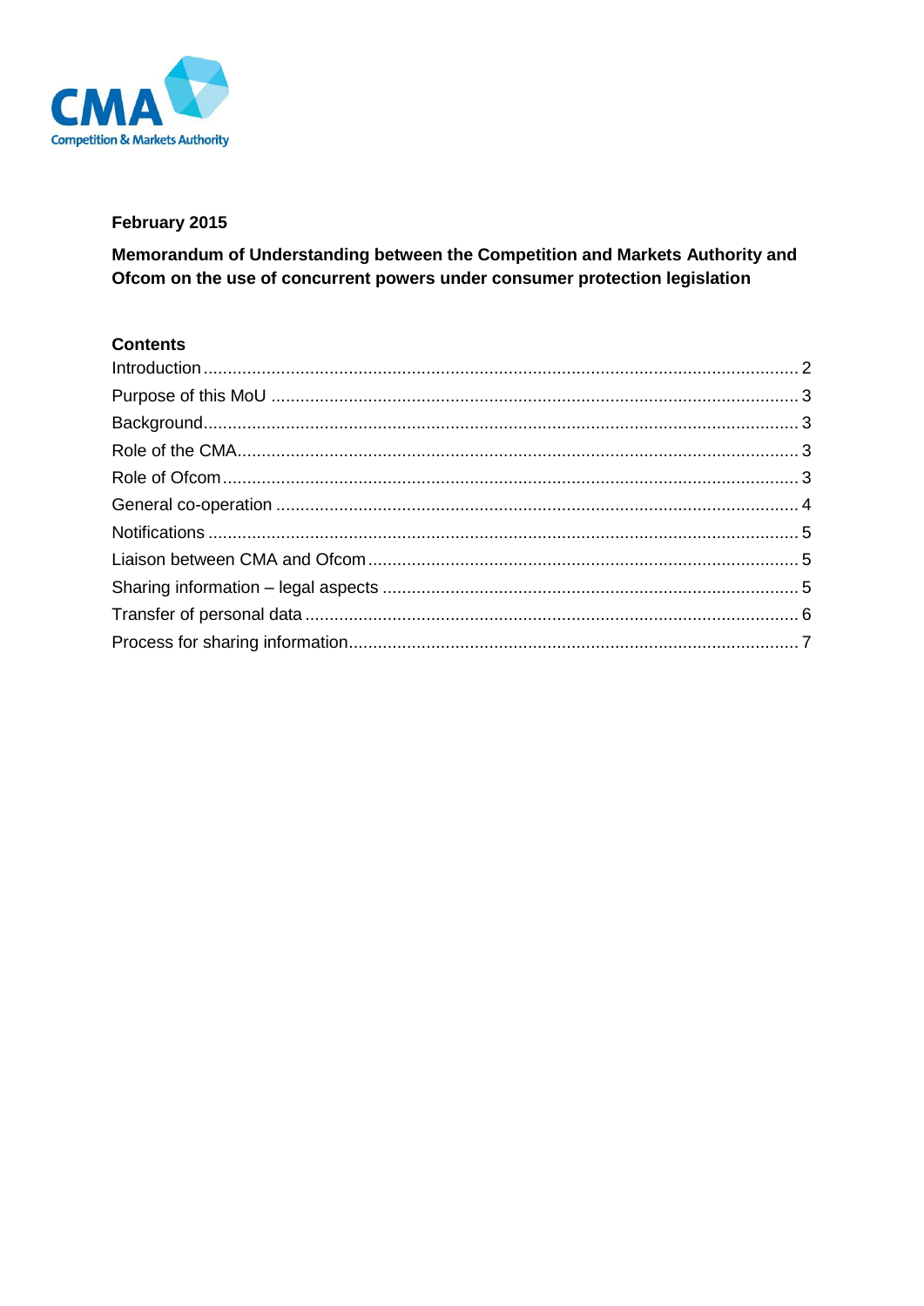CMA
Competition & Markets Authority

**February 2015**

# Memorandum of Understanding between the Competition and Markets Authority and Ofcom on the use of concurrent powers under consumer protection legislation

## Contents

Introduction ........ 2
Purpose of this MoU ........ 3
Background ........ 3
Role of the CMA ........ 3
Role of Ofcom ........ 3
General co-operation ........ 4
Notifications ........ 5
Liaison between CMA and Ofcom ........ 5
Sharing information – legal aspects ........ 5
Transfer of personal data ........ 6
Process for sharing information ........ 7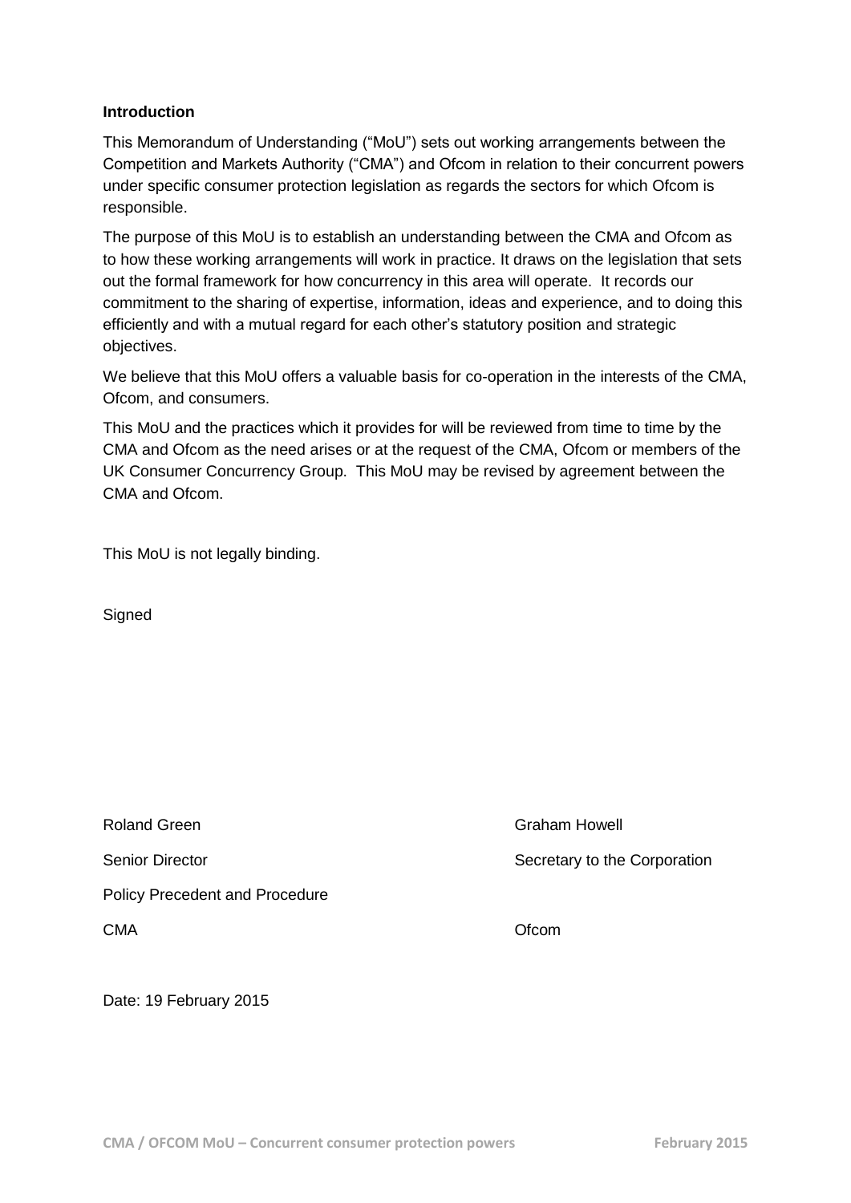**Introduction**

This Memorandum of Understanding ("MoU") sets out working arrangements between the Competition and Markets Authority ("CMA") and Ofcom in relation to their concurrent powers under specific consumer protection legislation as regards the sectors for which Ofcom is responsible.

The purpose of this MoU is to establish an understanding between the CMA and Ofcom as to how these working arrangements will work in practice. It draws on the legislation that sets out the formal framework for how concurrency in this area will operate. It records our commitment to the sharing of expertise, information, ideas and experience, and to doing this efficiently and with a mutual regard for each other's statutory position and strategic objectives.

We believe that this MoU offers a valuable basis for co-operation in the interests of the CMA, Ofcom, and consumers.

This MoU and the practices which it provides for will be reviewed from time to time by the CMA and Ofcom as the need arises or at the request of the CMA, Ofcom or members of the UK Consumer Concurrency Group. This MoU may be revised by agreement between the CMA and Ofcom.

This MoU is not legally binding.

Signed

| | |
|---|---|
| Roland Green | Graham Howell |
| Senior Director | Secretary to the Corporation |
| Policy Precedent and Procedure | |
| CMA | Ofcom |

Date: 19 February 2015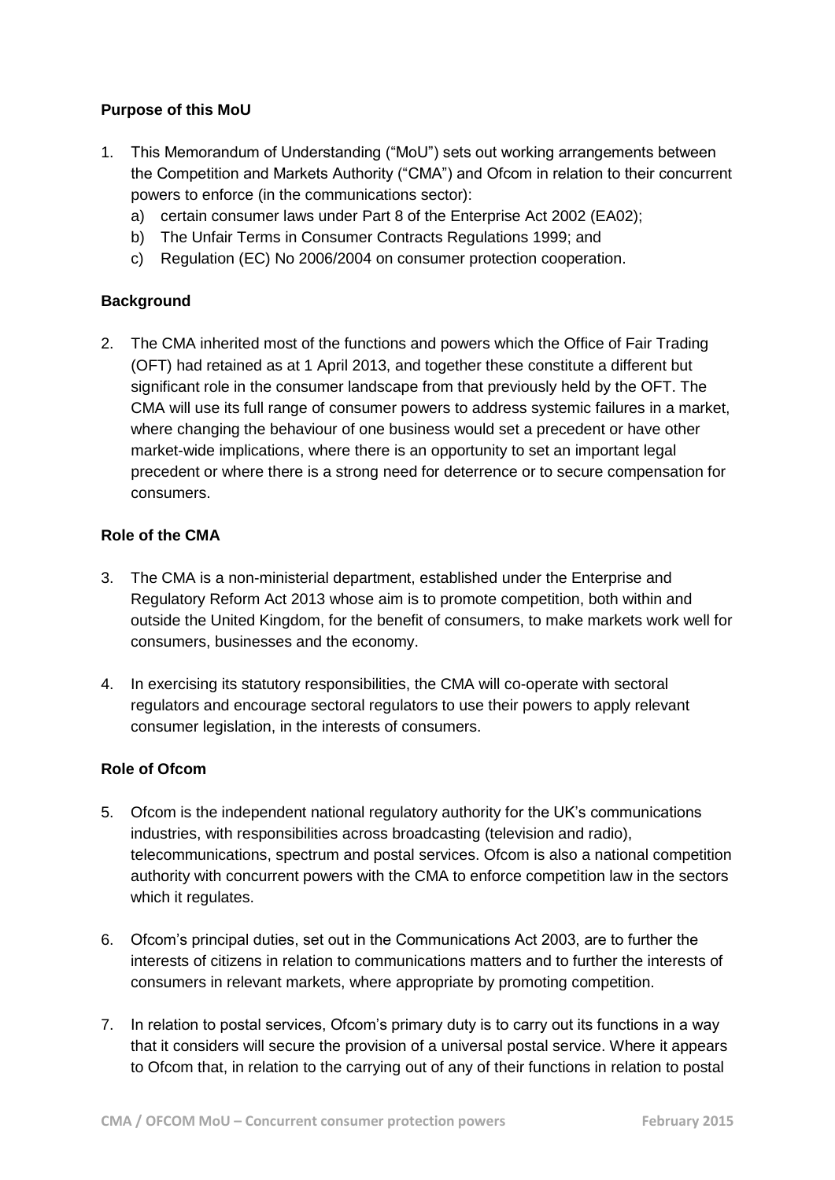### Purpose of this MoU

1. This Memorandum of Understanding ("MoU") sets out working arrangements between the Competition and Markets Authority ("CMA") and Ofcom in relation to their concurrent powers to enforce (in the communications sector):
   a) certain consumer laws under Part 8 of the Enterprise Act 2002 (EA02);
   b) The Unfair Terms in Consumer Contracts Regulations 1999; and
   c) Regulation (EC) No 2006/2004 on consumer protection cooperation.

### Background

2. The CMA inherited most of the functions and powers which the Office of Fair Trading (OFT) had retained as at 1 April 2013, and together these constitute a different but significant role in the consumer landscape from that previously held by the OFT. The CMA will use its full range of consumer powers to address systemic failures in a market, where changing the behaviour of one business would set a precedent or have other market-wide implications, where there is an opportunity to set an important legal precedent or where there is a strong need for deterrence or to secure compensation for consumers.

### Role of the CMA

3. The CMA is a non-ministerial department, established under the Enterprise and Regulatory Reform Act 2013 whose aim is to promote competition, both within and outside the United Kingdom, for the benefit of consumers, to make markets work well for consumers, businesses and the economy.

4. In exercising its statutory responsibilities, the CMA will co-operate with sectoral regulators and encourage sectoral regulators to use their powers to apply relevant consumer legislation, in the interests of consumers.

### Role of Ofcom

5. Ofcom is the independent national regulatory authority for the UK's communications industries, with responsibilities across broadcasting (television and radio), telecommunications, spectrum and postal services. Ofcom is also a national competition authority with concurrent powers with the CMA to enforce competition law in the sectors which it regulates.

6. Ofcom's principal duties, set out in the Communications Act 2003, are to further the interests of citizens in relation to communications matters and to further the interests of consumers in relevant markets, where appropriate by promoting competition.

7. In relation to postal services, Ofcom's primary duty is to carry out its functions in a way that it considers will secure the provision of a universal postal service. Where it appears to Ofcom that, in relation to the carrying out of any of their functions in relation to postal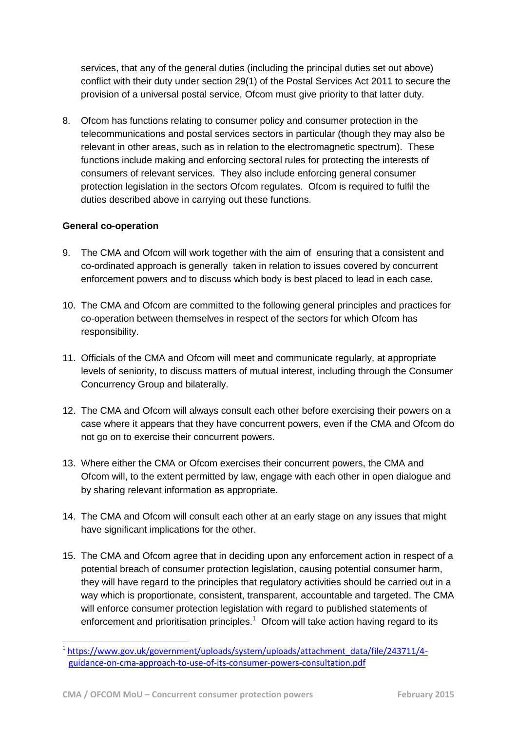services, that any of the general duties (including the principal duties set out above) conflict with their duty under section 29(1) of the Postal Services Act 2011 to secure the provision of a universal postal service, Ofcom must give priority to that latter duty.

8. Ofcom has functions relating to consumer policy and consumer protection in the telecommunications and postal services sectors in particular (though they may also be relevant in other areas, such as in relation to the electromagnetic spectrum). These functions include making and enforcing sectoral rules for protecting the interests of consumers of relevant services. They also include enforcing general consumer protection legislation in the sectors Ofcom regulates. Ofcom is required to fulfil the duties described above in carrying out these functions.

**General co-operation**

9. The CMA and Ofcom will work together with the aim of ensuring that a consistent and co-ordinated approach is generally taken in relation to issues covered by concurrent enforcement powers and to discuss which body is best placed to lead in each case.

10. The CMA and Ofcom are committed to the following general principles and practices for co-operation between themselves in respect of the sectors for which Ofcom has responsibility.

11. Officials of the CMA and Ofcom will meet and communicate regularly, at appropriate levels of seniority, to discuss matters of mutual interest, including through the Consumer Concurrency Group and bilaterally.

12. The CMA and Ofcom will always consult each other before exercising their powers on a case where it appears that they have concurrent powers, even if the CMA and Ofcom do not go on to exercise their concurrent powers.

13. Where either the CMA or Ofcom exercises their concurrent powers, the CMA and Ofcom will, to the extent permitted by law, engage with each other in open dialogue and by sharing relevant information as appropriate.

14. The CMA and Ofcom will consult each other at an early stage on any issues that might have significant implications for the other.

15. The CMA and Ofcom agree that in deciding upon any enforcement action in respect of a potential breach of consumer protection legislation, causing potential consumer harm, they will have regard to the principles that regulatory activities should be carried out in a way which is proportionate, consistent, transparent, accountable and targeted. The CMA will enforce consumer protection legislation with regard to published statements of enforcement and prioritisation principles.[1] Ofcom will take action having regard to its

[1] https://www.gov.uk/government/uploads/system/uploads/attachment_data/file/243711/4-guidance-on-cma-approach-to-use-of-its-consumer-powers-consultation.pdf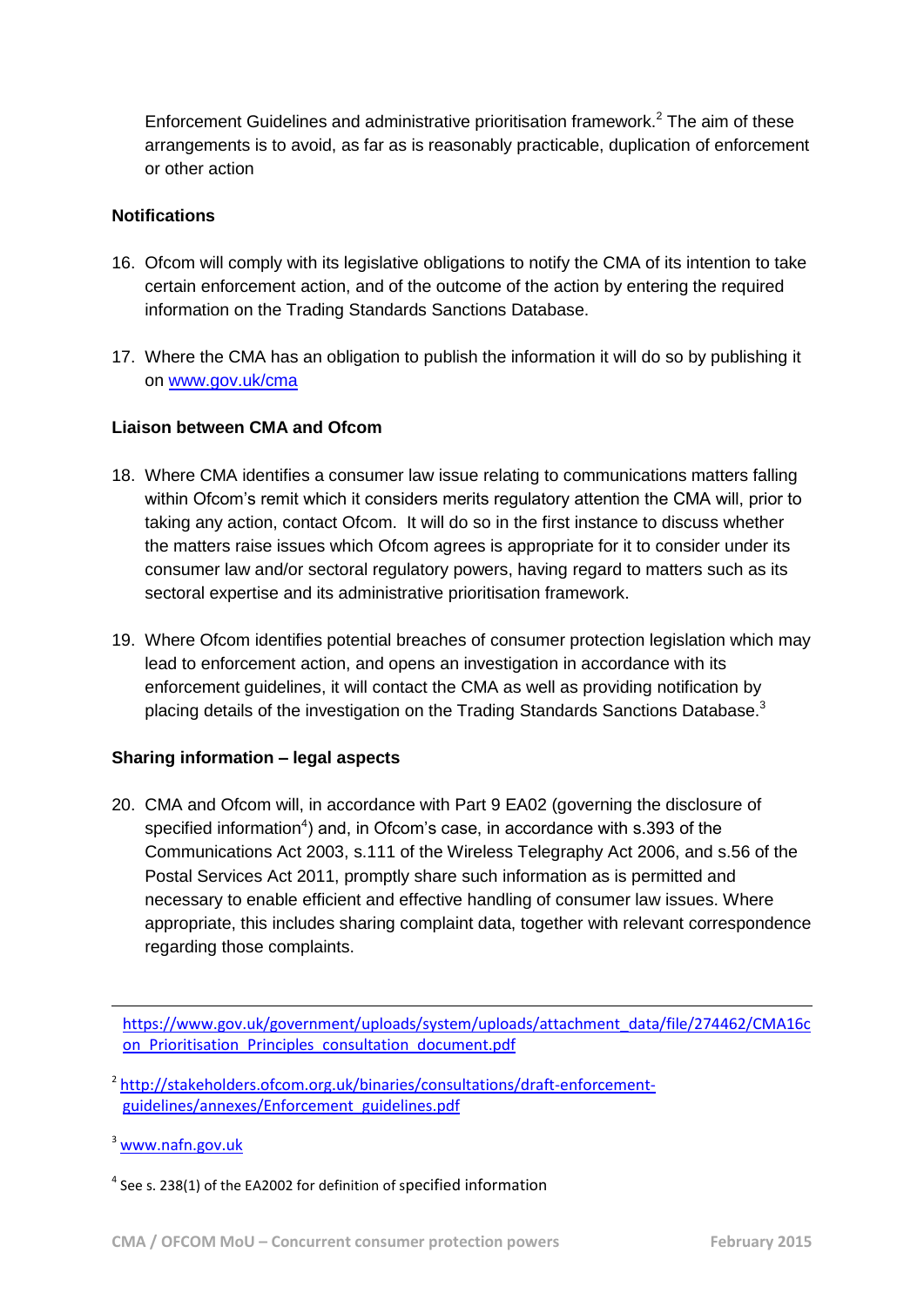Enforcement Guidelines and administrative prioritisation framework.[2] The aim of these arrangements is to avoid, as far as is reasonably practicable, duplication of enforcement or other action

**Notifications**

16. Ofcom will comply with its legislative obligations to notify the CMA of its intention to take certain enforcement action, and of the outcome of the action by entering the required information on the Trading Standards Sanctions Database.

17. Where the CMA has an obligation to publish the information it will do so by publishing it on www.gov.uk/cma

**Liaison between CMA and Ofcom**

18. Where CMA identifies a consumer law issue relating to communications matters falling within Ofcom's remit which it considers merits regulatory attention the CMA will, prior to taking any action, contact Ofcom. It will do so in the first instance to discuss whether the matters raise issues which Ofcom agrees is appropriate for it to consider under its consumer law and/or sectoral regulatory powers, having regard to matters such as its sectoral expertise and its administrative prioritisation framework.

19. Where Ofcom identifies potential breaches of consumer protection legislation which may lead to enforcement action, and opens an investigation in accordance with its enforcement guidelines, it will contact the CMA as well as providing notification by placing details of the investigation on the Trading Standards Sanctions Database.[3]

**Sharing information – legal aspects**

20. CMA and Ofcom will, in accordance with Part 9 EA02 (governing the disclosure of specified information[4]) and, in Ofcom's case, in accordance with s.393 of the Communications Act 2003, s.111 of the Wireless Telegraphy Act 2006, and s.56 of the Postal Services Act 2011, promptly share such information as is permitted and necessary to enable efficient and effective handling of consumer law issues. Where appropriate, this includes sharing complaint data, together with relevant correspondence regarding those complaints.

---

https://www.gov.uk/government/uploads/system/uploads/attachment_data/file/274462/CMA16con_Prioritisation_Principles_consultation_document.pdf

[2] http://stakeholders.ofcom.org.uk/binaries/consultations/draft-enforcement-guidelines/annexes/Enforcement_guidelines.pdf

[3] www.nafn.gov.uk

[4] See s. 238(1) of the EA2002 for definition of specified information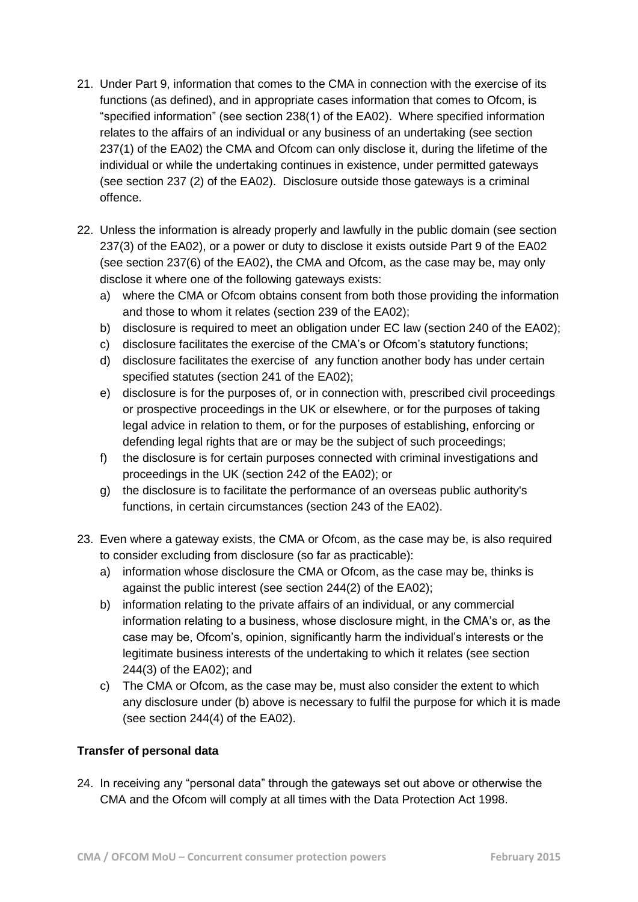21. Under Part 9, information that comes to the CMA in connection with the exercise of its functions (as defined), and in appropriate cases information that comes to Ofcom, is "specified information" (see section 238(1) of the EA02). Where specified information relates to the affairs of an individual or any business of an undertaking (see section 237(1) of the EA02) the CMA and Ofcom can only disclose it, during the lifetime of the individual or while the undertaking continues in existence, under permitted gateways (see section 237 (2) of the EA02). Disclosure outside those gateways is a criminal offence.

22. Unless the information is already properly and lawfully in the public domain (see section 237(3) of the EA02), or a power or duty to disclose it exists outside Part 9 of the EA02 (see section 237(6) of the EA02), the CMA and Ofcom, as the case may be, may only disclose it where one of the following gateways exists:
    a) where the CMA or Ofcom obtains consent from both those providing the information and those to whom it relates (section 239 of the EA02);
    b) disclosure is required to meet an obligation under EC law (section 240 of the EA02);
    c) disclosure facilitates the exercise of the CMA's or Ofcom's statutory functions;
    d) disclosure facilitates the exercise of any function another body has under certain specified statutes (section 241 of the EA02);
    e) disclosure is for the purposes of, or in connection with, prescribed civil proceedings or prospective proceedings in the UK or elsewhere, or for the purposes of taking legal advice in relation to them, or for the purposes of establishing, enforcing or defending legal rights that are or may be the subject of such proceedings;
    f) the disclosure is for certain purposes connected with criminal investigations and proceedings in the UK (section 242 of the EA02); or
    g) the disclosure is to facilitate the performance of an overseas public authority's functions, in certain circumstances (section 243 of the EA02).

23. Even where a gateway exists, the CMA or Ofcom, as the case may be, is also required to consider excluding from disclosure (so far as practicable):
    a) information whose disclosure the CMA or Ofcom, as the case may be, thinks is against the public interest (see section 244(2) of the EA02);
    b) information relating to the private affairs of an individual, or any commercial information relating to a business, whose disclosure might, in the CMA's or, as the case may be, Ofcom's, opinion, significantly harm the individual's interests or the legitimate business interests of the undertaking to which it relates (see section 244(3) of the EA02); and
    c) The CMA or Ofcom, as the case may be, must also consider the extent to which any disclosure under (b) above is necessary to fulfil the purpose for which it is made (see section 244(4) of the EA02).

**Transfer of personal data**

24. In receiving any "personal data" through the gateways set out above or otherwise the CMA and the Ofcom will comply at all times with the Data Protection Act 1998.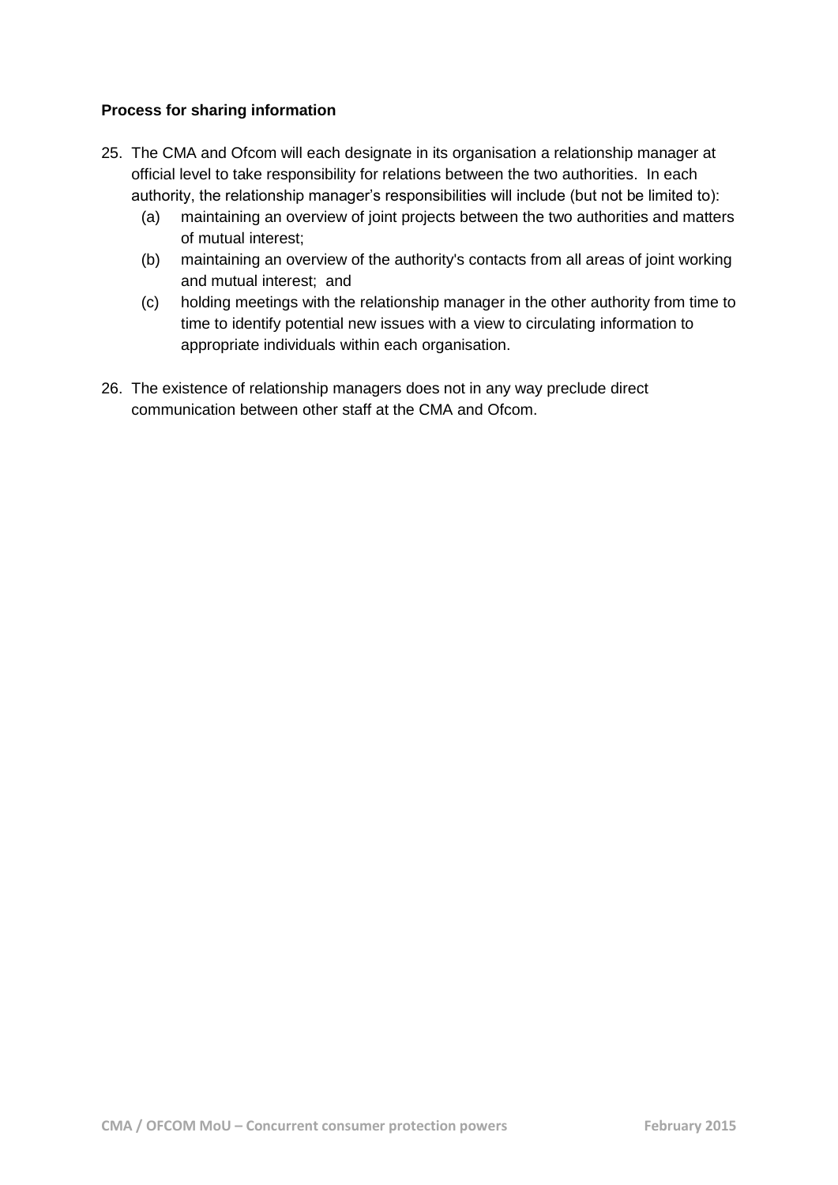**Process for sharing information**

25. The CMA and Ofcom will each designate in its organisation a relationship manager at official level to take responsibility for relations between the two authorities. In each authority, the relationship manager's responsibilities will include (but not be limited to):
    (a) maintaining an overview of joint projects between the two authorities and matters of mutual interest;
    (b) maintaining an overview of the authority's contacts from all areas of joint working and mutual interest; and
    (c) holding meetings with the relationship manager in the other authority from time to time to identify potential new issues with a view to circulating information to appropriate individuals within each organisation.

26. The existence of relationship managers does not in any way preclude direct communication between other staff at the CMA and Ofcom.